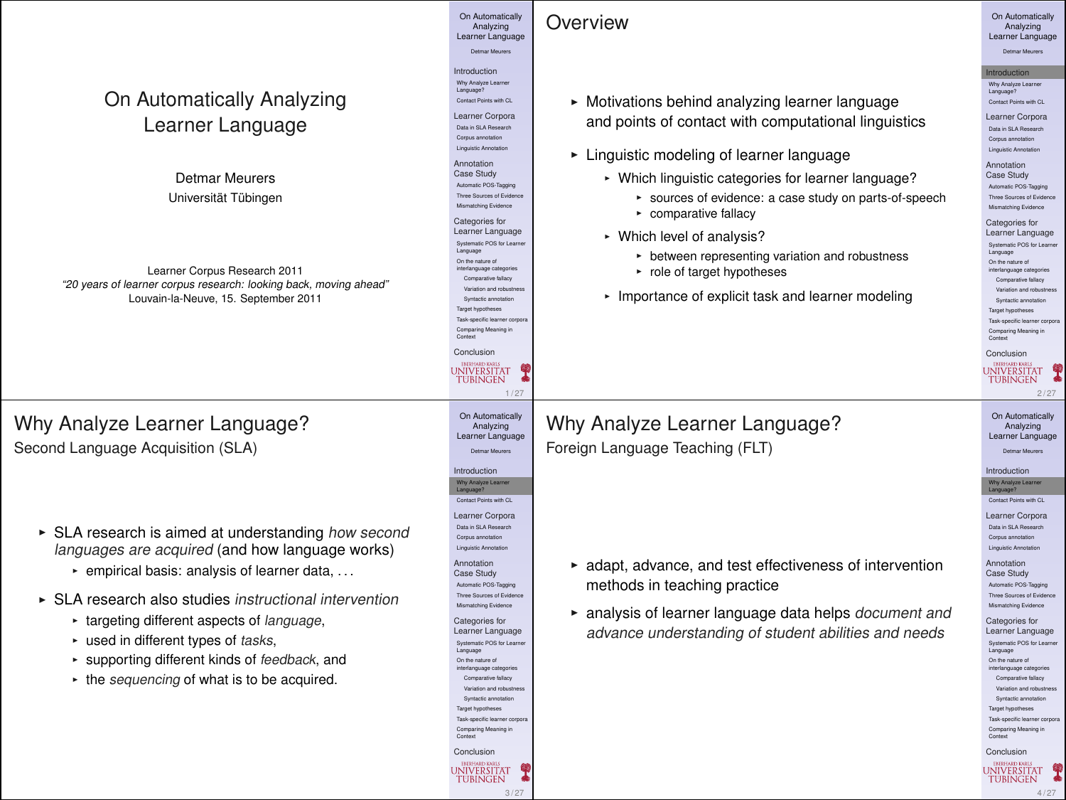# On Automatically Analyzing Learner Language

Detmar Meurers

Universität Tübingen

Learner Corpus Research 2011

*"20 years of learner corpus research: looking back, moving ahead"*

Louvain-la-Neuve, 15. September 2011

## Overview

- Motivations behind analyzing learner language and points of contact with computational linguistics
- Linguistic modeling of learner language
  - Which linguistic categories for learner language?
    - sources of evidence: a case study on parts-of-speech
    - comparative fallacy
  - Which level of analysis?
    - between representing variation and robustness
    - role of target hypotheses
  - Importance of explicit task and learner modeling

## Why Analyze Learner Language?

### Second Language Acquisition (SLA)

- SLA research is aimed at understanding *how second languages are acquired* (and how language works)
  - empirical basis: analysis of learner data, . . .
- SLA research also studies *instructional intervention*
  - targeting different aspects of *language*,
  - used in different types of *tasks*,
  - supporting different kinds of *feedback*, and
  - the *sequencing* of what is to be acquired.

## Why Analyze Learner Language?

### Foreign Language Teaching (FLT)

- adapt, advance, and test effectiveness of intervention methods in teaching practice
- analysis of learner language data helps *document and advance understanding of student abilities and needs*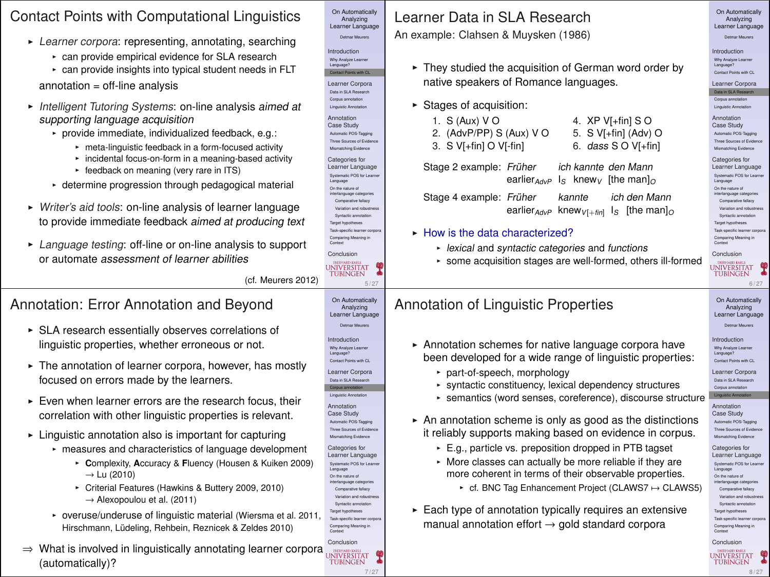## Contact Points with Computational Linguistics

- *Learner corpora*: representing, annotating, searching
  - can provide empirical evidence for SLA research
  - can provide insights into typical student needs in FLT

  annotation = off-line analysis

- *Intelligent Tutoring Systems*: on-line analysis *aimed at supporting language acquisition*
  - provide immediate, individualized feedback, e.g.:
    - meta-linguistic feedback in a form-focused activity
    - incidental focus-on-form in a meaning-based activity
    - feedback on meaning (very rare in ITS)
  - determine progression through pedagogical material
- *Writer's aid tools*: on-line analysis of learner language to provide immediate feedback *aimed at producing text*
- *Language testing*: off-line or on-line analysis to support or automate *assessment of learner abilities*

(cf. Meurers 2012)

## Learner Data in SLA Research

An example: Clahsen & Muysken (1986)

- They studied the acquisition of German word order by native speakers of Romance languages.
- Stages of acquisition:
  1. S (Aux) V O
  2. (AdvP/PP) S (Aux) V O
  3. S V[+fin] O V[-fin]
  4. XP V[+fin] S O
  5. S V[+fin] (Adv) O
  6. *dass* S O V[+fin]

  Stage 2 example: *Früher* *ich kannte* *den Mann*
  earlier$_{AdvP}$ I$_S$ knew$_V$ [the man]$_O$

  Stage 4 example: *Früher* *kannte* *ich den Mann*
  earlier$_{AdvP}$ knew$_{V[+fin]}$ I$_S$ [the man]$_O$

- How is the data characterized?
  - *lexical* and *syntactic categories* and *functions*
  - some acquisition stages are well-formed, others ill-formed

## Annotation: Error Annotation and Beyond

- SLA research essentially observes correlations of linguistic properties, whether erroneous or not.
- The annotation of learner corpora, however, has mostly focused on errors made by the learners.
- Even when learner errors are the research focus, their correlation with other linguistic properties is relevant.
- Linguistic annotation also is important for capturing
  - measures and characteristics of language development
    - **C**omplexity, **A**ccuracy & **F**luency (Housen & Kuiken 2009) → Lu (2010)
    - Criterial Features (Hawkins & Buttery 2009, 2010) → Alexopoulou et al. (2011)
  - overuse/underuse of linguistic material (Wiersma et al. 2011, Hirschmann, Lüdeling, Rehbein, Reznicek & Zeldes 2010)

⇒ What is involved in linguistically annotating learner corpora (automatically)?

## Annotation of Linguistic Properties

- Annotation schemes for native language corpora have been developed for a wide range of linguistic properties:
  - part-of-speech, morphology
  - syntactic constituency, lexical dependency structures
  - semantics (word senses, coreference), discourse structure
- An annotation scheme is only as good as the distinctions it reliably supports making based on evidence in corpus.
  - E.g., particle vs. preposition dropped in PTB tagset
  - More classes can actually be more reliable if they are more coherent in terms of their observable properties.
    - cf. BNC Tag Enhancement Project (CLAWS7 ↦ CLAWS5)
- Each type of annotation typically requires an extensive manual annotation effort → gold standard corpora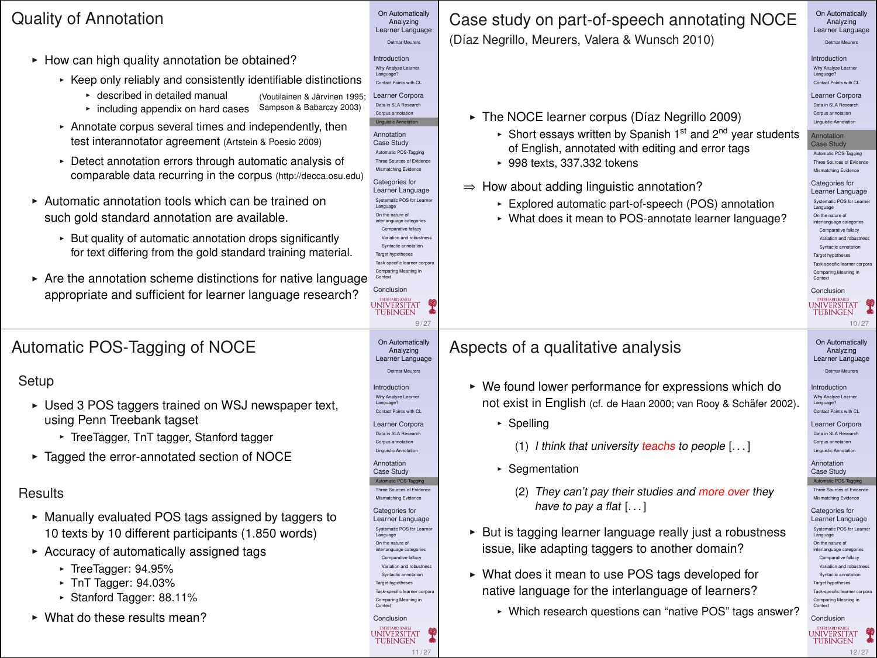# Quality of Annotation

- How can high quality annotation be obtained?
  - Keep only reliably and consistently identifiable distinctions
    - described in detailed manual
    - including appendix on hard cases

    (Voutilainen & Järvinen 1995; Sampson & Babarczy 2003)
  - Annotate corpus several times and independently, then test interannotator agreement (Artstein & Poesio 2009)
  - Detect annotation errors through automatic analysis of comparable data recurring in the corpus (http://decca.osu.edu)
- Automatic annotation tools which can be trained on such gold standard annotation are available.
  - But quality of automatic annotation drops significantly for text differing from the gold standard training material.
- Are the annotation scheme distinctions for native language appropriate and sufficient for learner language research?

# Case study on part-of-speech annotating NOCE

(Díaz Negrillo, Meurers, Valera & Wunsch 2010)

- The NOCE learner corpus (Díaz Negrillo 2009)
  - Short essays written by Spanish 1st and 2nd year students of English, annotated with editing and error tags
  - 998 texts, 337.332 tokens

⇒ How about adding linguistic annotation?
  - Explored automatic part-of-speech (POS) annotation
  - What does it mean to POS-annotate learner language?

# Automatic POS-Tagging of NOCE

## Setup

- Used 3 POS taggers trained on WSJ newspaper text, using Penn Treebank tagset
  - TreeTagger, TnT tagger, Stanford tagger
- Tagged the error-annotated section of NOCE

## Results

- Manually evaluated POS tags assigned by taggers to 10 texts by 10 different participants (1.850 words)
- Accuracy of automatically assigned tags
  - TreeTagger: 94.95%
  - TnT Tagger: 94.03%
  - Stanford Tagger: 88.11%
- What do these results mean?

# Aspects of a qualitative analysis

- We found lower performance for expressions which do not exist in English (cf. de Haan 2000; van Rooy & Schäfer 2002).
  - Spelling

    (1) *I think that university teachs to people* [...]
  - Segmentation

    (2) *They can't pay their studies and more over they have to pay a flat* [...]
- But is tagging learner language really just a robustness issue, like adapting taggers to another domain?
- What does it mean to use POS tags developed for native language for the interlanguage of learners?
  - Which research questions can "native POS" tags answer?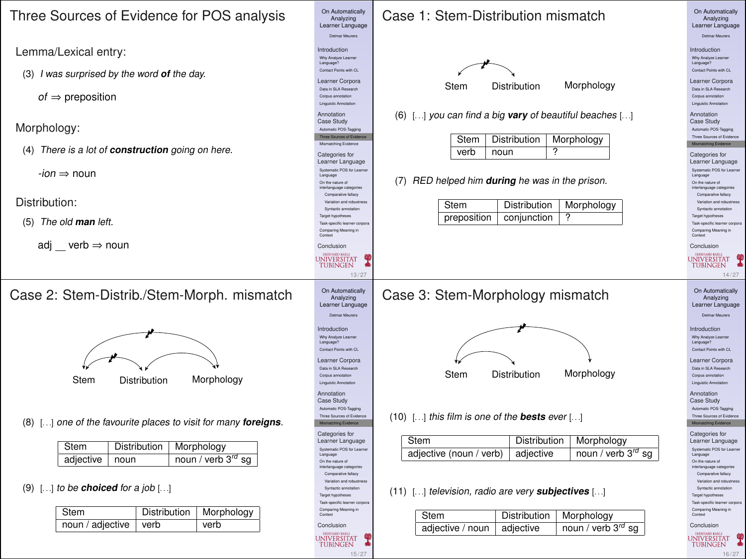# Three Sources of Evidence for POS analysis

## Lemma/Lexical entry:

(3) *I was surprised by the word **of** the day.*

*of* ⇒ preposition

## Morphology:

(4) *There is a lot of **construction** going on here.*

*-ion* ⇒ noun

## Distribution:

(5) *The old **man** left.*

adj __ verb ⇒ noun

# Case 1: Stem-Distribution mismatch

Stem Distribution Morphology

(6) [...] *you can find a big **vary** of beautiful beaches* [...]

| Stem | Distribution | Morphology |
|---|---|---|
| verb | noun | ? |

(7) *RED helped him **during** he was in the prison.*

| Stem | Distribution | Morphology |
|---|---|---|
| preposition | conjunction | ? |

# Case 2: Stem-Distrib./Stem-Morph. mismatch

Stem Distribution Morphology

(8) [...] *one of the favourite places to visit for many **foreigns**.*

| Stem | Distribution | Morphology |
|---|---|---|
| adjective | noun | noun / verb $3^{rd}$ sg |

(9) [...] *to be **choiced** for a job* [...]

| Stem | Distribution | Morphology |
|---|---|---|
| noun / adjective | verb | verb |

# Case 3: Stem-Morphology mismatch

Stem Distribution Morphology

(10) [...] *this film is one of the **bests** ever* [...]

| Stem | Distribution | Morphology |
|---|---|---|
| adjective (noun / verb) | adjective | noun / verb $3^{rd}$ sg |

(11) [...] *television, radio are very **subjectives*** [...]

| Stem | Distribution | Morphology |
|---|---|---|
| adjective / noun | adjective | noun / verb $3^{rd}$ sg |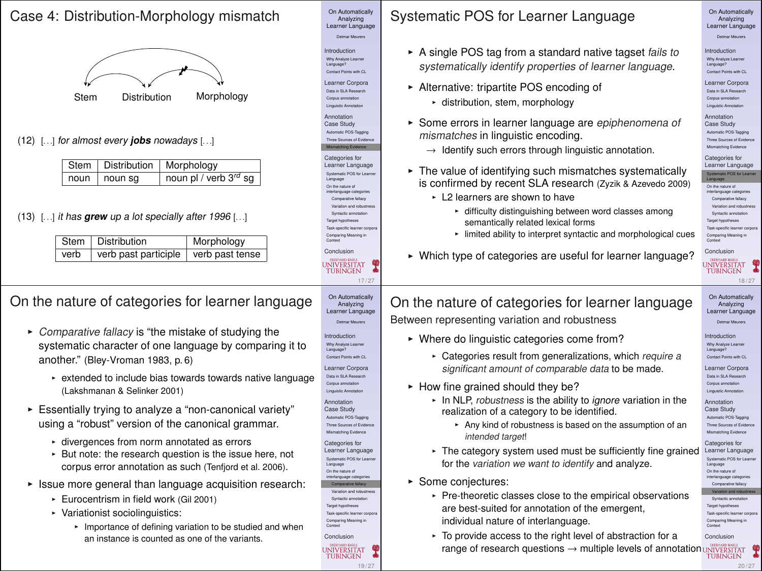# Case 4: Distribution-Morphology mismatch

Stem    Distribution    Morphology

(12) [...] *for almost every **jobs** nowadays* [...]

| Stem | Distribution | Morphology |
|---|---|---|
| noun | noun sg | noun pl / verb 3$^{rd}$ sg |

(13) [...] *it has **grew** up a lot specially after 1996* [...]

| Stem | Distribution | Morphology |
|---|---|---|
| verb | verb past participle | verb past tense |

# Systematic POS for Learner Language

- A single POS tag from a standard native tagset *fails to systematically identify properties of learner language*.
- Alternative: tripartite POS encoding of
  - distribution, stem, morphology
- Some errors in learner language are *epiphenomena of mismatches* in linguistic encoding.
  → Identify such errors through linguistic annotation.
- The value of identifying such mismatches systematically is confirmed by recent SLA research (Zyzik & Azevedo 2009)
  - L2 learners are shown to have
    - difficulty distinguishing between word classes among semantically related lexical forms
    - limited ability to interpret syntactic and morphological cues
- Which type of categories are useful for learner language?

# On the nature of categories for learner language

- *Comparative fallacy* is "the mistake of studying the systematic character of one language by comparing it to another." (Bley-Vroman 1983, p. 6)
  - extended to include bias towards towards native language (Lakshmanan & Selinker 2001)
- Essentially trying to analyze a "non-canonical variety" using a "robust" version of the canonical grammar.
  - divergences from norm annotated as errors
  - But note: the research question is the issue here, not corpus error annotation as such (Tenfjord et al. 2006).
- Issue more general than language acquisition research:
  - Eurocentrism in field work (Gil 2001)
  - Variationist sociolinguistics:
    - Importance of defining variation to be studied and when an instance is counted as one of the variants.

# On the nature of categories for learner language

## Between representing variation and robustness

- Where do linguistic categories come from?
  - Categories result from generalizations, which *require a significant amount of comparable data* to be made.
- How fine grained should they be?
  - In NLP, *robustness* is the ability to *ignore* variation in the realization of a category to be identified.
    - Any kind of robustness is based on the assumption of an *intended target*!
  - The category system used must be sufficiently fine grained for the *variation we want to identify* and analyze.
- Some conjectures:
  - Pre-theoretic classes close to the empirical observations are best-suited for annotation of the emergent, individual nature of interlanguage.
  - To provide access to the right level of abstraction for a range of research questions → multiple levels of annotation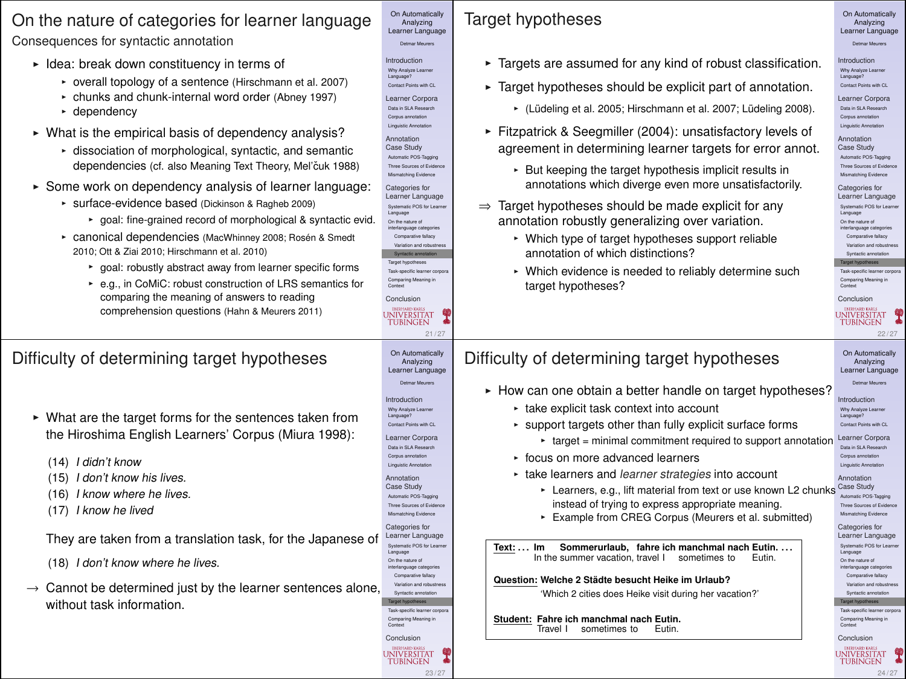# On the nature of categories for learner language

## Consequences for syntactic annotation

- Idea: break down constituency in terms of
  - overall topology of a sentence (Hirschmann et al. 2007)
  - chunks and chunk-internal word order (Abney 1997)
  - dependency
- What is the empirical basis of dependency analysis?
  - dissociation of morphological, syntactic, and semantic dependencies (cf. also Meaning Text Theory, Mel'čuk 1988)
- Some work on dependency analysis of learner language:
  - surface-evidence based (Dickinson & Ragheb 2009)
    - goal: fine-grained record of morphological & syntactic evid.
  - canonical dependencies (MacWhinney 2008; Rosén & Smedt 2010; Ott & Ziai 2010; Hirschmann et al. 2010)
    - goal: robustly abstract away from learner specific forms
    - e.g., in CoMiC: robust construction of LRS semantics for comparing the meaning of answers to reading comprehension questions (Hahn & Meurers 2011)

# Target hypotheses

- Targets are assumed for any kind of robust classification.
- Target hypotheses should be explicit part of annotation.
  - (Lüdeling et al. 2005; Hirschmann et al. 2007; Lüdeling 2008).
- Fitzpatrick & Seegmiller (2004): unsatisfactory levels of agreement in determining learner targets for error annot.
  - But keeping the target hypothesis implicit results in annotations which diverge even more unsatisfactorily.

⇒ Target hypotheses should be made explicit for any annotation robustly generalizing over variation.
  - Which type of target hypotheses support reliable annotation of which distinctions?
  - Which evidence is needed to reliably determine such target hypotheses?

# Difficulty of determining target hypotheses

- What are the target forms for the sentences taken from the Hiroshima English Learners' Corpus (Miura 1998):

(14) *I didn't know*
(15) *I don't know his lives.*
(16) *I know where he lives.*
(17) *I know he lived*

They are taken from a translation task, for the Japanese of

(18) *I don't know where he lives.*

→ Cannot be determined just by the learner sentences alone, without task information.

# Difficulty of determining target hypotheses

- How can one obtain a better handle on target hypotheses?
  - take explicit task context into account
  - support targets other than fully explicit surface forms
    - target = minimal commitment required to support annotation
  - focus on more advanced learners
  - take learners and *learner strategies* into account
    - Learners, e.g., lift material from text or use known L2 chunks instead of trying to express appropriate meaning.
    - Example from CREG Corpus (Meurers et al. submitted)

**Text:** **... Im Sommerurlaub, fahre ich manchmal nach Eutin. ...**
In the summer vacation, travel I sometimes to Eutin.

**Question:** **Welche 2 Städte besucht Heike im Urlaub?**
'Which 2 cities does Heike visit during her vacation?'

**Student:** **Fahre ich manchmal nach Eutin.**
Travel I sometimes to Eutin.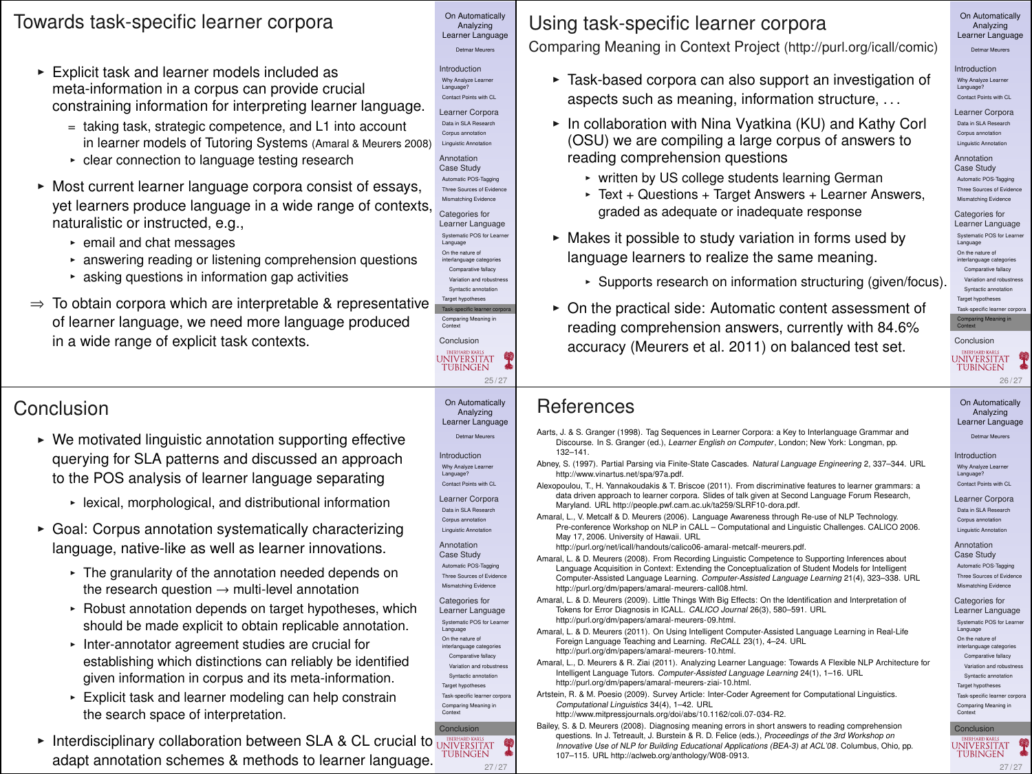# Towards task-specific learner corpora

- Explicit task and learner models included as meta-information in a corpus can provide crucial constraining information for interpreting learner language.
  - = taking task, strategic competence, and L1 into account in learner models of Tutoring Systems (Amaral & Meurers 2008)
  - clear connection to language testing research
- Most current learner language corpora consist of essays, yet learners produce language in a wide range of contexts, naturalistic or instructed, e.g.,
  - email and chat messages
  - answering reading or listening comprehension questions
  - asking questions in information gap activities

⇒ To obtain corpora which are interpretable & representative of learner language, we need more language produced in a wide range of explicit task contexts.

# Using task-specific learner corpora

Comparing Meaning in Context Project (http://purl.org/icall/comic)

- Task-based corpora can also support an investigation of aspects such as meaning, information structure, ...
- In collaboration with Nina Vyatkina (KU) and Kathy Corl (OSU) we are compiling a large corpus of answers to reading comprehension questions
  - written by US college students learning German
  - Text + Questions + Target Answers + Learner Answers, graded as adequate or inadequate response
- Makes it possible to study variation in forms used by language learners to realize the same meaning.
  - Supports research on information structuring (given/focus).
- On the practical side: Automatic content assessment of reading comprehension answers, currently with 84.6% accuracy (Meurers et al. 2011) on balanced test set.

# Conclusion

- We motivated linguistic annotation supporting effective querying for SLA patterns and discussed an approach to the POS analysis of learner language separating
  - lexical, morphological, and distributional information
- Goal: Corpus annotation systematically characterizing language, native-like as well as learner innovations.
  - The granularity of the annotation needed depends on the research question → multi-level annotation
  - Robust annotation depends on target hypotheses, which should be made explicit to obtain replicable annotation.
  - Inter-annotator agreement studies are crucial for establishing which distinctions can reliably be identified given information in corpus and its meta-information.
  - Explicit task and learner modeling can help constrain the search space of interpretation.
- Interdisciplinary collaboration between SLA & CL crucial to adapt annotation schemes & methods to learner language.

# References

Aarts, J. & S. Granger (1998). Tag Sequences in Learner Corpora: a Key to Interlanguage Grammar and Discourse. In S. Granger (ed.), *Learner English on Computer*, London; New York: Longman, pp. 132–141.

Abney, S. (1997). Partial Parsing via Finite-State Cascades. *Natural Language Engineering* 2, 337–344. URL http://www.vinartus.net/spa/97a.pdf.

Alexopoulou, T., H. Yannakoudakis & T. Briscoe (2011). From discriminative features to learner grammars: a data driven approach to learner corpora. Slides of talk given at Second Language Forum Research, Maryland. URL http://people.pwf.cam.ac.uk/ta259/SLRF10-dora.pdf.

Amaral, L., V. Metcalf & D. Meurers (2006). Language Awareness through Re-use of NLP Technology. Pre-conference Workshop on NLP in CALL – Computational and Linguistic Challenges. CALICO 2006. May 17, 2006. University of Hawaii. URL http://purl.org/net/icall/handouts/calico06-amaral-metcalf-meurers.pdf.

Amaral, L. & D. Meurers (2008). From Recording Linguistic Competence to Supporting Inferences about Language Acquisition in Context: Extending the Conceptualization of Student Models for Intelligent Computer-Assisted Language Learning. *Computer-Assisted Language Learning* 21(4), 323–338. URL http://purl.org/dm/papers/amaral-meurers-call08.html.

Amaral, L. & D. Meurers (2009). Little Things With Big Effects: On the Identification and Interpretation of Tokens for Error Diagnosis in ICALL. *CALICO Journal* 26(3), 580–591. URL http://purl.org/dm/papers/amaral-meurers-09.html.

Amaral, L. & D. Meurers (2011). On Using Intelligent Computer-Assisted Language Learning in Real-Life Foreign Language Teaching and Learning. *ReCALL* 23(1), 4–24. URL http://purl.org/dm/papers/amaral-meurers-10.html.

Amaral, L., D. Meurers & R. Ziai (2011). Analyzing Learner Language: Towards A Flexible NLP Architecture for Intelligent Language Tutors. *Computer-Assisted Language Learning* 24(1), 1–16. URL http://purl.org/dm/papers/amaral-meurers-ziai-10.html.

Artstein, R. & M. Poesio (2009). Survey Article: Inter-Coder Agreement for Computational Linguistics. *Computational Linguistics* 34(4), 1–42. URL http://www.mitpressjournals.org/doi/abs/10.1162/coli.07-034-R2.

Bailey, S. & D. Meurers (2008). Diagnosing meaning errors in short answers to reading comprehension questions. In J. Tetreault, J. Burstein & R. D. Felice (eds.), *Proceedings of the 3rd Workshop on Innovative Use of NLP for Building Educational Applications (BEA-3) at ACL'08*. Columbus, Ohio, pp. 107–115. URL http://aclweb.org/anthology/W08-0913.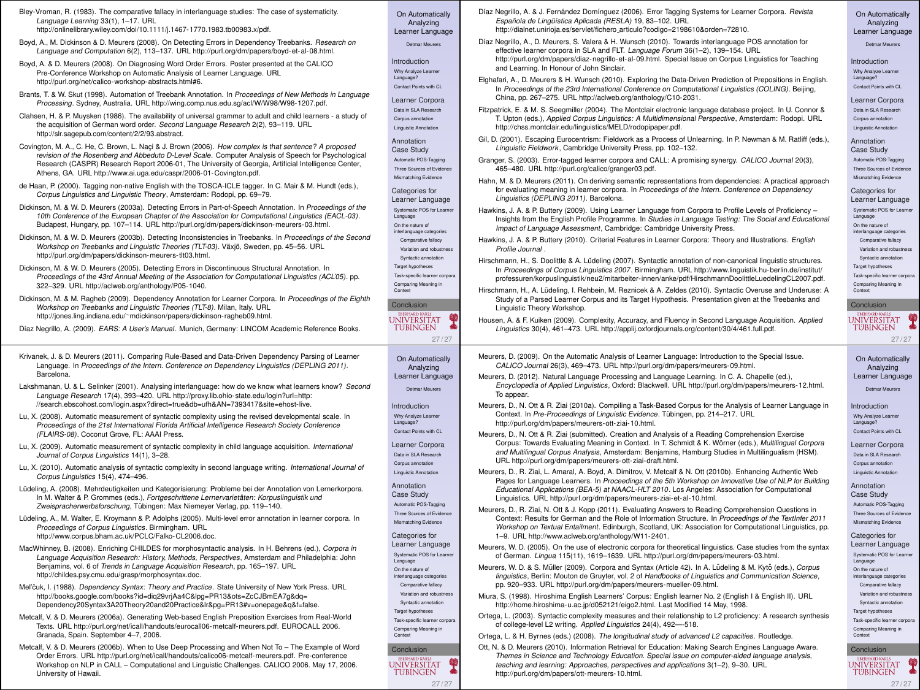Bley-Vroman, R. (1983). The comparative fallacy in interlanguage studies: The case of systematicity. *Language Learning* 33(1), 1–17. URL http://onlinelibrary.wiley.com/doi/10.1111/j.1467-1770.1983.tb00983.x/pdf.

Boyd, A., M. Dickinson & D. Meurers (2008). On Detecting Errors in Dependency Treebanks. *Research on Language and Computation* 6(2), 113–137. URL http://purl.org/dm/papers/boyd-et-al-08.html.

Boyd, A. & D. Meurers (2008). On Diagnosing Word Order Errors. Poster presented at the CALICO Pre-Conference Workshop on Automatic Analysis of Learner Language. URL http://purl.org/net/calico-workshop-abstracts.html#6.

Brants, T. & W. Skut (1998). Automation of Treebank Annotation. In *Proceedings of New Methods in Language Processing*. Sydney, Australia. URL http://wing.comp.nus.edu.sg/acl/W/W98/W98-1207.pdf.

Clahsen, H. & P. Muysken (1986). The availability of universal grammar to adult and child learners - a study of the acquisition of German word order. *Second Language Research* 2(2), 93–119. URL http://slr.sagepub.com/content/2/2/93.abstract.

Covington, M. A., C. He, C. Brown, L. Naçi & J. Brown (2006). *How complex is that sentence? A proposed revision of the Rosenberg and Abbeduto D-Level Scale*. Computer Analysis of Speech for Psychological Research (CASPR) Research Report 2006-01, The University of Georgia, Artificial Intelligence Center, Athens, GA. URL http://www.ai.uga.edu/caspr/2006-01-Covington.pdf.

de Haan, P. (2000). Tagging non-native English with the TOSCA-ICLE tagger. In C. Mair & M. Hundt (eds.), *Corpus Linguistics and Linguistic Theory*, Amsterdam: Rodopi, pp. 69–79.

Dickinson, M. & W. D. Meurers (2003a). Detecting Errors in Part-of-Speech Annotation. In *Proceedings of the 10th Conference of the European Chapter of the Association for Computational Linguistics (EACL-03)*. Budapest, Hungary, pp. 107–114. URL http://purl.org/dm/papers/dickinson-meurers-03.html.

Dickinson, M. & W. D. Meurers (2003b). Detecting Inconsistencies in Treebanks. In *Proceedings of the Second Workshop on Treebanks and Linguistic Theories (TLT-03)*. Växjö, Sweden, pp. 45–56. URL http://purl.org/dm/papers/dickinson-meurers-tlt03.html.

Dickinson, M. & W. D. Meurers (2005). Detecting Errors in Discontinuous Structural Annotation. In *Proceedings of the 43rd Annual Meeting of the Association for Computational Linguistics (ACL'05)*. pp. 322–329. URL http://aclweb.org/anthology/P05-1040.

Dickinson, M. & M. Ragheb (2009). Dependency Annotation for Learner Corpora. In *Proceedings of the Eighth Workshop on Treebanks and Linguistic Theories (TLT-8)*. Milan, Italy. URL http://jones.ling.indiana.edu/~mdickinson/papers/dickinson-ragheb09.html.

Díaz Negrillo, A. (2009). *EARS: A User's Manual*. Munich, Germany: LINCOM Academic Reference Books.

Díaz Negrillo, A. & J. Fernández Domínguez (2006). Error Tagging Systems for Learner Corpora. *Revista Española de Lingüística Aplicada (RESLA)* 19, 83–102. URL http://dialnet.unirioja.es/servlet/fichero_articulo?codigo=2198610&orden=72810.

Díaz Negrillo, A., D. Meurers, S. Valera & H. Wunsch (2010). Towards interlanguage POS annotation for effective learner corpora in SLA and FLT. *Language Forum* 36(1–2), 139–154. URL http://purl.org/dm/papers/diaz-negrillo-et-al-09.html. Special Issue on Corpus Linguistics for Teaching and Learning. In Honour of John Sinclair.

Elghafari, A., D. Meurers & H. Wunsch (2010). Exploring the Data-Driven Prediction of Prepositions in English. In *Proceedings of the 23rd International Conference on Computational Linguistics (COLING)*. Beijing, China, pp. 267–275. URL http://aclweb.org/anthology/C10-2031.

Fitzpatrick, E. & M. S. Seegmiller (2004). The Montclair electronic language database project. In U. Connor & T. Upton (eds.), *Applied Corpus Linguistics: A Multidimensional Perspective*, Amsterdam: Rodopi. URL http://chss.montclair.edu/linguistics/MELD/rodopipaper.pdf.

Gil, D. (2001). Escaping Eurocentrism: Fieldwork as a Process of Unlearning. In P. Newman & M. Ratliff (eds.), *Linguistic Fieldwork*, Cambridge University Press, pp. 102–132.

Granger, S. (2003). Error-tagged learner corpora and CALL: A promising synergy. *CALICO Journal* 20(3), 465–480. URL http://purl.org/calico/granger03.pdf.

Hahn, M. & D. Meurers (2011). On deriving semantic representations from dependencies: A practical approach for evaluating meaning in learner corpora. In *Proceedings of the Intern. Conference on Dependency Linguistics (DEPLING 2011)*. Barcelona.

Hawkins, J. A. & P. Buttery (2009). Using Learner Language from Corpora to Profile Levels of Proficiency – Insights from the English Profile Programme. In *Studies in Language Testing: The Social and Educational Impact of Language Assessment*, Cambridge: Cambridge University Press.

Hawkins, J. A. & P. Buttery (2010). Criterial Features in Learner Corpora: Theory and Illustrations. *English Profile Journal* .

Hirschmann, H., S. Doolittle & A. Lüdeling (2007). Syntactic annotation of non-canonical linguistic structures. In *Proceedings of Corpus Linguistics 2007*. Birmingham. URL http://www.linguistik.hu-berlin.de/institut/professuren/korpuslinguistik/neu2/mitarbeiter-innen/anke/pdf/HirschmannDoolittleLuedelingCL2007.pdf.

Hirschmann, H., A. Lüdeling, I. Rehbein, M. Reznicek & A. Zeldes (2010). Syntactic Overuse and Underuse: A Study of a Parsed Learner Corpus and its Target Hypothesis. Presentation given at the Treebanks and Linguistic Theory Workshop.

Housen, A. & F. Kuiken (2009). Complexity, Accuracy, and Fluency in Second Language Acquisition. *Applied Linguistics* 30(4), 461–473. URL http://applij.oxfordjournals.org/content/30/4/461.full.pdf.

Krivanek, J. & D. Meurers (2011). Comparing Rule-Based and Data-Driven Dependency Parsing of Learner Language. In *Proceedings of the Intern. Conference on Dependency Linguistics (DEPLING 2011)*. Barcelona.

Lakshmanan, U. & L. Selinker (2001). Analysing interlanguage: how do we know what learners know? *Second Language Research* 17(4), 393–420. URL http://proxy.lib.ohio-state.edu/login?url=http://search.ebscohost.com/login.aspx?direct=true&db=ufh&AN=7393417&site=ehost-live.

Lu, X. (2008). Automatic measurement of syntactic complexity using the revised developmental scale. In *Proceedings of the 21st International Florida Artificial Intelligence Research Society Conference (FLAIRS-08)*. Coconut Grove, FL: AAAI Press.

Lu, X. (2009). Automatic measurement of syntactic complexity in child language acquisition. *International Journal of Corpus Linguistics* 14(1), 3–28.

Lu, X. (2010). Automatic analysis of syntactic complexity in second language writing. *International Journal of Corpus Linguistics* 15(4), 474–496.

Lüdeling, A. (2008). Mehrdeutigkeiten und Kategorisierung: Probleme bei der Annotation von Lernerkorpora. In M. Walter & P. Grommes (eds.), *Fortgeschrittene Lernervarietäten: Korpuslinguistik und Zweispracherwerbsforschung*, Tübingen: Max Niemeyer Verlag, pp. 119–140.

Lüdeling, A., M. Walter, E. Kroymann & P. Adolphs (2005). Multi-level error annotation in learner corpora. In *Proceedings of Corpus Linguistics*. Birmingham. URL http://www.corpus.bham.ac.uk/PCLC/Falko-CL2006.doc.

MacWhinney, B. (2008). Enriching CHILDES for morphosyntactic analysis. In H. Behrens (ed.), *Corpora in Language Acquisition Research: History, Methods, Perspectives*, Amsterdam and Philadelphia: John Benjamins, vol. 6 of *Trends in Language Acquisition Research*, pp. 165–197. URL http://childes.psy.cmu.edu/grasp/morphosyntax.doc.

Mel'čuk, I. (1988). *Dependency Syntax: Theory and Practice*. State University of New York Press. URL http://books.google.com/books?id=diq29vrjAa4C&lpg=PR13&ots=ZcCJBmEA7g&dq=Dependency20Syntax3A20Theory20and20Practice&lr&pg=PR13#v=onepage&q&f=false.

Metcalf, V. & D. Meurers (2006a). Generating Web-based English Preposition Exercises from Real-World Texts. URL http://purl.org/net/icall/handouts/eurocall06-metcalf-meurers.pdf. EUROCALL 2006. Granada, Spain. September 4–7, 2006.

Metcalf, V. & D. Meurers (2006b). When to Use Deep Processing and When Not To – The Example of Word Order Errors. URL http://purl.org/net/icall/handouts/calico06-metcalf-meurers.pdf. Pre-conference Workshop on NLP in CALL – Computational and Linguistic Challenges. CALICO 2006. May 17, 2006. University of Hawaii.

Meurers, D. (2009). On the Automatic Analysis of Learner Language: Introduction to the Special Issue. *CALICO Journal* 26(3), 469–473. URL http://purl.org/dm/papers/meurers-09.html.

Meurers, D. (2012). Natural Language Processing and Language Learning. In C. A. Chapelle (ed.), *Encyclopedia of Applied Linguistics*, Oxford: Blackwell. URL http://purl.org/dm/papers/meurers-12.html. To appear.

Meurers, D., N. Ott & R. Ziai (2010a). Compiling a Task-Based Corpus for the Analysis of Learner Language in Context. In *Pre-Proceedings of Linguistic Evidence*. Tübingen, pp. 214–217. URL http://purl.org/dm/papers/meurers-ott-ziai-10.html.

Meurers, D., N. Ott & R. Ziai (submitted). Creation and Analysis of a Reading Comprehension Exercise Corpus: Towards Evaluating Meaning in Context. In T. Schmidt & K. Wörner (eds.), *Multilingual Corpora and Multilingual Corpus Analysis*, Amsterdam: Benjamins, Hamburg Studies in Multilingualism (HSM). URL http://purl.org/dm/papers/meurers-ott-ziai-draft.html.

Meurers, D., R. Ziai, L. Amaral, A. Boyd, A. Dimitrov, V. Metcalf & N. Ott (2010b). Enhancing Authentic Web Pages for Language Learners. In *Proceedings of the 5th Workshop on Innovative Use of NLP for Building Educational Applications (BEA-5) at NAACL-HLT 2010*. Los Angeles: Association for Computational Linguistics. URL http://purl.org/dm/papers/meurers-ziai-et-al-10.html.

Meurers, D., R. Ziai, N. Ott & J. Kopp (2011). Evaluating Answers to Reading Comprehension Questions in Context: Results for German and the Role of Information Structure. In *Proceedings of the TextInfer 2011 Workshop on Textual Entailment*. Edinburgh, Scotland, UK: Association for Computational Linguistics, pp. 1–9. URL http://www.aclweb.org/anthology/W11-2401.

Meurers, W. D. (2005). On the use of electronic corpora for theoretical linguistics. Case studies from the syntax of German. *Lingua* 115(11), 1619–1639. URL http://purl.org/dm/papers/meurers-03.html.

Meurers, W. D. & S. Müller (2009). Corpora and Syntax (Article 42). In A. Lüdeling & M. Kytö (eds.), *Corpus linguistics*, Berlin: Mouton de Gruyter, vol. 2 of *Handbooks of Linguistics and Communication Science*, pp. 920–933. URL http://purl.org/dm/papers/meurers-mueller-09.html.

Miura, S. (1998). Hiroshima English Learners' Corpus: English learner No. 2 (English I & English II). URL http://home.hiroshima-u.ac.jp/d052121/eigo2.html. Last Modified 14 May, 1998.

Ortega, L. (2003). Syntactic complexity measures and their relationship to L2 proficiency: A research synthesis of college-level L2 writing. *Applied Linguistics* 24(4), 492—-518.

Ortega, L. & H. Byrnes (eds.) (2008). *The longitudinal study of advanced L2 capacities*. Routledge.

Ott, N. & D. Meurers (2010). Information Retrieval for Education: Making Search Engines Language Aware. *Themes in Science and Technology Education. Special issue on computer-aided language analysis, teaching and learning: Approaches, perspectives and applications* 3(1–2), 9–30. URL http://purl.org/dm/papers/ott-meurers-10.html.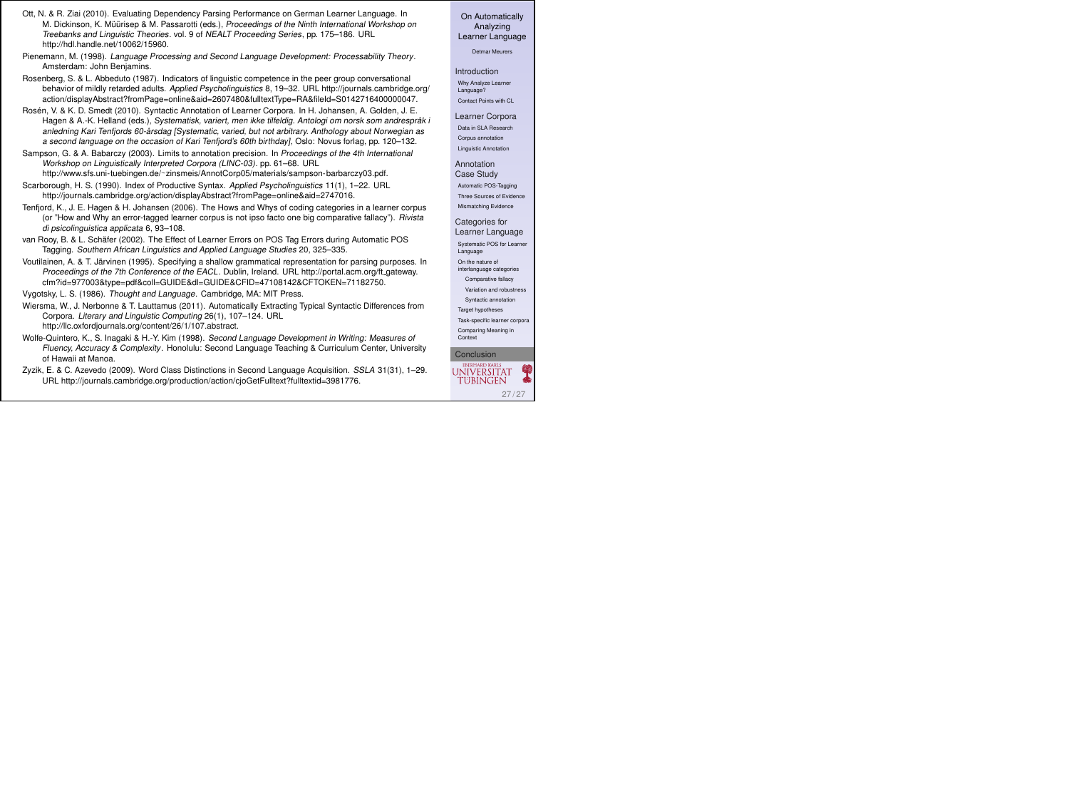Ott, N. & R. Ziai (2010). Evaluating Dependency Parsing Performance on German Learner Language. In M. Dickinson, K. Müürisep & M. Passarotti (eds.), *Proceedings of the Ninth International Workshop on Treebanks and Linguistic Theories*. vol. 9 of *NEALT Proceeding Series*, pp. 175–186. URL http://hdl.handle.net/10062/15960.

Pienemann, M. (1998). *Language Processing and Second Language Development: Processability Theory*. Amsterdam: John Benjamins.

Rosenberg, S. & L. Abbeduto (1987). Indicators of linguistic competence in the peer group conversational behavior of mildly retarded adults. *Applied Psycholinguistics* 8, 19–32. URL http://journals.cambridge.org/action/displayAbstract?fromPage=online&aid=2607480&fulltextType=RA&fileId=S0142716400000047.

Rosén, V. & K. D. Smedt (2010). Syntactic Annotation of Learner Corpora. In H. Johansen, A. Golden, J. E. Hagen & A.-K. Helland (eds.), *Systematisk, variert, men ikke tilfeldig. Antologi om norsk som andrespråk i anledning Kari Tenfjords 60-årsdag [Systematic, varied, but not arbitrary. Anthology about Norwegian as a second language on the occasion of Kari Tenfjord's 60th birthday]*, Oslo: Novus forlag, pp. 120–132.

Sampson, G. & A. Babarczy (2003). Limits to annotation precision. In *Proceedings of the 4th International Workshop on Linguistically Interpreted Corpora (LINC-03)*. pp. 61–68. URL http://www.sfs.uni-tuebingen.de/~zinsmeis/AnnotCorp05/materials/sampson-barbarczy03.pdf.

Scarborough, H. S. (1990). Index of Productive Syntax. *Applied Psycholinguistics* 11(1), 1–22. URL http://journals.cambridge.org/action/displayAbstract?fromPage=online&aid=2747016.

Tenfjord, K., J. E. Hagen & H. Johansen (2006). The Hows and Whys of coding categories in a learner corpus (or "How and Why an error-tagged learner corpus is not ipso facto one big comparative fallacy"). *Rivista di psicolinguistica applicata* 6, 93–108.

van Rooy, B. & L. Schäfer (2002). The Effect of Learner Errors on POS Tag Errors during Automatic POS Tagging. *Southern African Linguistics and Applied Language Studies* 20, 325–335.

Voutilainen, A. & T. Järvinen (1995). Specifying a shallow grammatical representation for parsing purposes. In *Proceedings of the 7th Conference of the EACL*. Dublin, Ireland. URL http://portal.acm.org/ft_gateway.cfm?id=977003&type=pdf&coll=GUIDE&dl=GUIDE&CFID=47108142&CFTOKEN=71182750.

Vygotsky, L. S. (1986). *Thought and Language*. Cambridge, MA: MIT Press.

Wiersma, W., J. Nerbonne & T. Lauttamus (2011). Automatically Extracting Typical Syntactic Differences from Corpora. *Literary and Linguistic Computing* 26(1), 107–124. URL http://llc.oxfordjournals.org/content/26/1/107.abstract.

Wolfe-Quintero, K., S. Inagaki & H.-Y. Kim (1998). *Second Language Development in Writing: Measures of Fluency, Accuracy & Complexity*. Honolulu: Second Language Teaching & Curriculum Center, University of Hawaii at Manoa.

Zyzik, E. & C. Azevedo (2009). Word Class Distinctions in Second Language Acquisition. *SSLA* 31(31), 1–29. URL http://journals.cambridge.org/production/action/cjoGetFulltext?fulltextid=3981776.